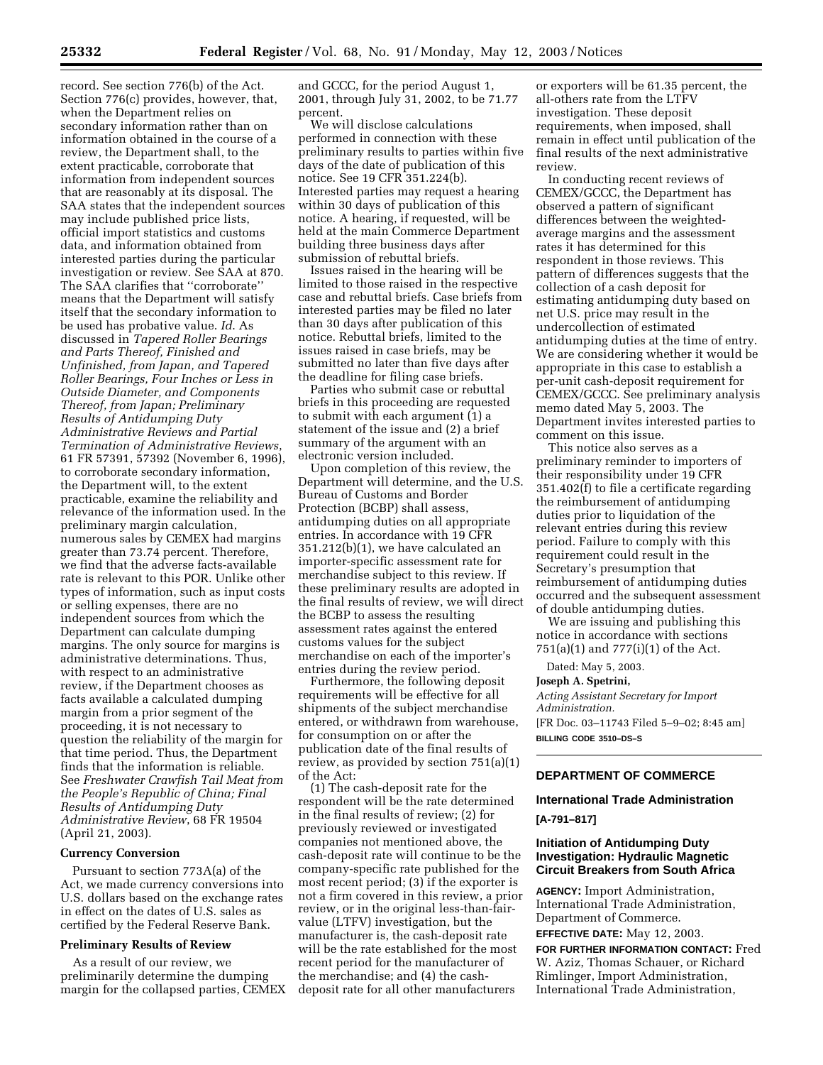record. See section 776(b) of the Act. Section 776(c) provides, however, that, when the Department relies on secondary information rather than on information obtained in the course of a review, the Department shall, to the extent practicable, corroborate that information from independent sources that are reasonably at its disposal. The SAA states that the independent sources may include published price lists, official import statistics and customs data, and information obtained from interested parties during the particular investigation or review. See SAA at 870. The SAA clarifies that ''corroborate'' means that the Department will satisfy itself that the secondary information to be used has probative value. *Id.* As discussed in *Tapered Roller Bearings and Parts Thereof, Finished and Unfinished, from Japan, and Tapered Roller Bearings, Four Inches or Less in Outside Diameter, and Components Thereof, from Japan; Preliminary Results of Antidumping Duty Administrative Reviews and Partial Termination of Administrative Reviews*, 61 FR 57391, 57392 (November 6, 1996), to corroborate secondary information, the Department will, to the extent practicable, examine the reliability and relevance of the information used. In the preliminary margin calculation, numerous sales by CEMEX had margins greater than 73.74 percent. Therefore, we find that the adverse facts-available rate is relevant to this POR. Unlike other types of information, such as input costs or selling expenses, there are no independent sources from which the Department can calculate dumping margins. The only source for margins is administrative determinations. Thus, with respect to an administrative review, if the Department chooses as facts available a calculated dumping margin from a prior segment of the proceeding, it is not necessary to question the reliability of the margin for that time period. Thus, the Department finds that the information is reliable. See *Freshwater Crawfish Tail Meat from the People's Republic of China; Final Results of Antidumping Duty Administrative Review*, 68 FR 19504 (April 21, 2003).

**Currency Conversion**

Pursuant to section 773A(a) of the Act, we made currency conversions into U.S. dollars based on the exchange rates in effect on the dates of U.S. sales as certified by the Federal Reserve Bank.

**Preliminary Results of Review**

As a result of our review, we preliminarily determine the dumping margin for the collapsed parties, CEMEX and GCCC, for the period August 1, 2001, through July 31, 2002, to be 71.77 percent.

We will disclose calculations performed in connection with these preliminary results to parties within five days of the date of publication of this notice. See 19 CFR 351.224(b). Interested parties may request a hearing within 30 days of publication of this notice. A hearing, if requested, will be held at the main Commerce Department building three business days after submission of rebuttal briefs.

Issues raised in the hearing will be limited to those raised in the respective case and rebuttal briefs. Case briefs from interested parties may be filed no later than 30 days after publication of this notice. Rebuttal briefs, limited to the issues raised in case briefs, may be submitted no later than five days after the deadline for filing case briefs.

Parties who submit case or rebuttal briefs in this proceeding are requested to submit with each argument (1) a statement of the issue and (2) a brief summary of the argument with an electronic version included.

Upon completion of this review, the Department will determine, and the U.S. Bureau of Customs and Border Protection (BCBP) shall assess, antidumping duties on all appropriate entries. In accordance with 19 CFR 351.212(b)(1), we have calculated an importer-specific assessment rate for merchandise subject to this review. If these preliminary results are adopted in the final results of review, we will direct the BCBP to assess the resulting assessment rates against the entered customs values for the subject merchandise on each of the importer's entries during the review period.

Furthermore, the following deposit requirements will be effective for all shipments of the subject merchandise entered, or withdrawn from warehouse, for consumption on or after the publication date of the final results of review, as provided by section 751(a)(1) of the Act:

(1) The cash-deposit rate for the respondent will be the rate determined in the final results of review; (2) for previously reviewed or investigated companies not mentioned above, the cash-deposit rate will continue to be the company-specific rate published for the most recent period; (3) if the exporter is not a firm covered in this review, a prior review, or in the original less-than-fair-value (LTFV) investigation, but the manufacturer is, the cash-deposit rate will be the rate established for the most recent period for the manufacturer of the merchandise; and (4) the cash-deposit rate for all other manufacturers or exporters will be 61.35 percent, the all-others rate from the LTFV investigation. These deposit requirements, when imposed, shall remain in effect until publication of the final results of the next administrative review.

In conducting recent reviews of CEMEX/GCCC, the Department has observed a pattern of significant differences between the weighted-average margins and the assessment rates it has determined for this respondent in those reviews. This pattern of differences suggests that the collection of a cash deposit for estimating antidumping duty based on net U.S. price may result in the undercollection of estimated antidumping duties at the time of entry. We are considering whether it would be appropriate in this case to establish a per-unit cash-deposit requirement for CEMEX/GCCC. See preliminary analysis memo dated May 5, 2003. The Department invites interested parties to comment on this issue.

This notice also serves as a preliminary reminder to importers of their responsibility under 19 CFR 351.402(f) to file a certificate regarding the reimbursement of antidumping duties prior to liquidation of the relevant entries during this review period. Failure to comply with this requirement could result in the Secretary's presumption that reimbursement of antidumping duties occurred and the subsequent assessment of double antidumping duties.

We are issuing and publishing this notice in accordance with sections 751(a)(1) and 777(i)(1) of the Act.

Dated: May 5, 2003.

**Joseph A. Spetrini,**

*Acting Assistant Secretary for Import Administration.*

[FR Doc. 03–11743 Filed 5–9–02; 8:45 am]

**BILLING CODE 3510–DS–S**

---

## DEPARTMENT OF COMMERCE

### International Trade Administration

**[A-791–817]**

### Initiation of Antidumping Duty Investigation: Hydraulic Magnetic Circuit Breakers from South Africa

**AGENCY:** Import Administration, International Trade Administration, Department of Commerce.

**EFFECTIVE DATE:** May 12, 2003.

**FOR FURTHER INFORMATION CONTACT:** Fred W. Aziz, Thomas Schauer, or Richard Rimlinger, Import Administration, International Trade Administration,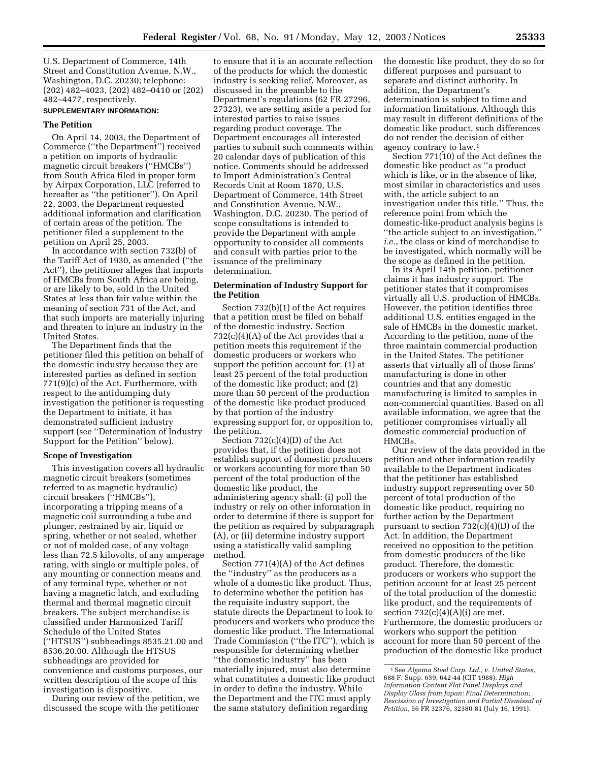U.S. Department of Commerce, 14th Street and Constitution Avenue, N.W., Washington, D.C. 20230; telephone: (202) 482–4023, (202) 482–0410 or (202) 482–4477, respectively.

**SUPPLEMENTARY INFORMATION:**

### The Petition

On April 14, 2003, the Department of Commerce (''the Department'') received a petition on imports of hydraulic magnetic circuit breakers (''HMCBs'') from South Africa filed in proper form by Airpax Corporation, LLC (referred to hereafter as ''the petitioner''). On April 22, 2003, the Department requested additional information and clarification of certain areas of the petition. The petitioner filed a supplement to the petition on April 25, 2003.

In accordance with section 732(b) of the Tariff Act of 1930, as amended (''the Act''), the petitioner alleges that imports of HMCBs from South Africa are being, or are likely to be, sold in the United States at less than fair value within the meaning of section 731 of the Act, and that such imports are materially injuring and threaten to injure an industry in the United States.

The Department finds that the petitioner filed this petition on behalf of the domestic industry because they are interested parties as defined in section 771(9)(c) of the Act. Furthermore, with respect to the antidumping duty investigation the petitioner is requesting the Department to initiate, it has demonstrated sufficient industry support (see ''Determination of Industry Support for the Petition'' below).

### Scope of Investigation

This investigation covers all hydraulic magnetic circuit breakers (sometimes referred to as magnetic hydraulic) circuit breakers (''HMCBs''), incorporating a tripping means of a magnetic coil surrounding a tube and plunger, restrained by air, liquid or spring, whether or not sealed, whether or not of molded case, of any voltage less than 72.5 kilovolts, of any amperage rating, with single or multiple poles, of any mounting or connection means and of any terminal type, whether or not having a magnetic latch, and excluding thermal and thermal magnetic circuit breakers. The subject merchandise is classified under Harmonized Tariff Schedule of the United States (''HTSUS'') subheadings 8535.21.00 and 8536.20.00. Although the HTSUS subheadings are provided for convenience and customs purposes, our written description of the scope of this investigation is dispositive.

During our review of the petition, we discussed the scope with the petitioner to ensure that it is an accurate reflection of the products for which the domestic industry is seeking relief. Moreover, as discussed in the preamble to the Department's regulations (62 FR 27296, 27323), we are setting aside a period for interested parties to raise issues regarding product coverage. The Department encourages all interested parties to submit such comments within 20 calendar days of publication of this notice. Comments should be addressed to Import Administration's Central Records Unit at Room 1870, U.S. Department of Commerce, 14th Street and Constitution Avenue, N.W., Washington, D.C. 20230. The period of scope consultations is intended to provide the Department with ample opportunity to consider all comments and consult with parties prior to the issuance of the preliminary determination.

### Determination of Industry Support for the Petition

Section 732(b)(1) of the Act requires that a petition must be filed on behalf of the domestic industry. Section 732(c)(4)(A) of the Act provides that a petition meets this requirement if the domestic producers or workers who support the petition account for: (1) at least 25 percent of the total production of the domestic like product; and (2) more than 50 percent of the production of the domestic like product produced by that portion of the industry expressing support for, or opposition to, the petition.

Section 732(c)(4)(D) of the Act provides that, if the petition does not establish support of domestic producers or workers accounting for more than 50 percent of the total production of the domestic like product, the administering agency shall: (i) poll the industry or rely on other information in order to determine if there is support for the petition as required by subparagraph (A), or (ii) determine industry support using a statistically valid sampling method.

Section 771(4)(A) of the Act defines the ''industry'' as the producers as a whole of a domestic like product. Thus, to determine whether the petition has the requisite industry support, the statute directs the Department to look to producers and workers who produce the domestic like product. The International Trade Commission (''the ITC''), which is responsible for determining whether ''the domestic industry'' has been materially injured, must also determine what constitutes a domestic like product in order to define the industry. While the Department and the ITC must apply the same statutory definition regarding the domestic like product, they do so for different purposes and pursuant to separate and distinct authority. In addition, the Department's determination is subject to time and information limitations. Although this may result in different definitions of the domestic like product, such differences do not render the decision of either agency contrary to law.[1]

Section 771(10) of the Act defines the domestic like product as ''a product which is like, or in the absence of like, most similar in characteristics and uses with, the article subject to an investigation under this title.'' Thus, the reference point from which the domestic-like-product analysis begins is ''the article subject to an investigation,'' *i.e.*, the class or kind of merchandise to be investigated, which normally will be the scope as defined in the petition.

In its April 14th petition, petitioner claims it has industry support. The petitioner states that it compromises virtually all U.S. production of HMCBs. However, the petition identifies three additional U.S. entities engaged in the sale of HMCBs in the domestic market. According to the petition, none of the three maintain commercial production in the United States. The petitioner asserts that virtually all of those firms' manufacturing is done in other countries and that any domestic manufacturing is limited to samples in non-commercial quantities. Based on all available information, we agree that the petitioner compromises virtually all domestic commercial production of HMCBs.

Our review of the data provided in the petition and other information readily available to the Department indicates that the petitioner has established industry support representing over 50 percent of total production of the domestic like product, requiring no further action by the Department pursuant to section 732(c)(4)(D) of the Act. In addition, the Department received no opposition to the petition from domestic producers of the like product. Therefore, the domestic producers or workers who support the petition account for at least 25 percent of the total production of the domestic like product, and the requirements of section 732(c)(4)(A)(i) are met. Furthermore, the domestic producers or workers who support the petition account for more than 50 percent of the production of the domestic like product

[1] See *Algoma Steel Corp. Ltd., v. United States*, 688 F. Supp. 639, 642-44 (CIT 1988); *High Information Content Flat Panel Displays and Display Glass from Japan: Final Determination; Rescission of Investigation and Partial Dismissal of Petition*, 56 FR 32376, 32380-81 (July 16, 1991).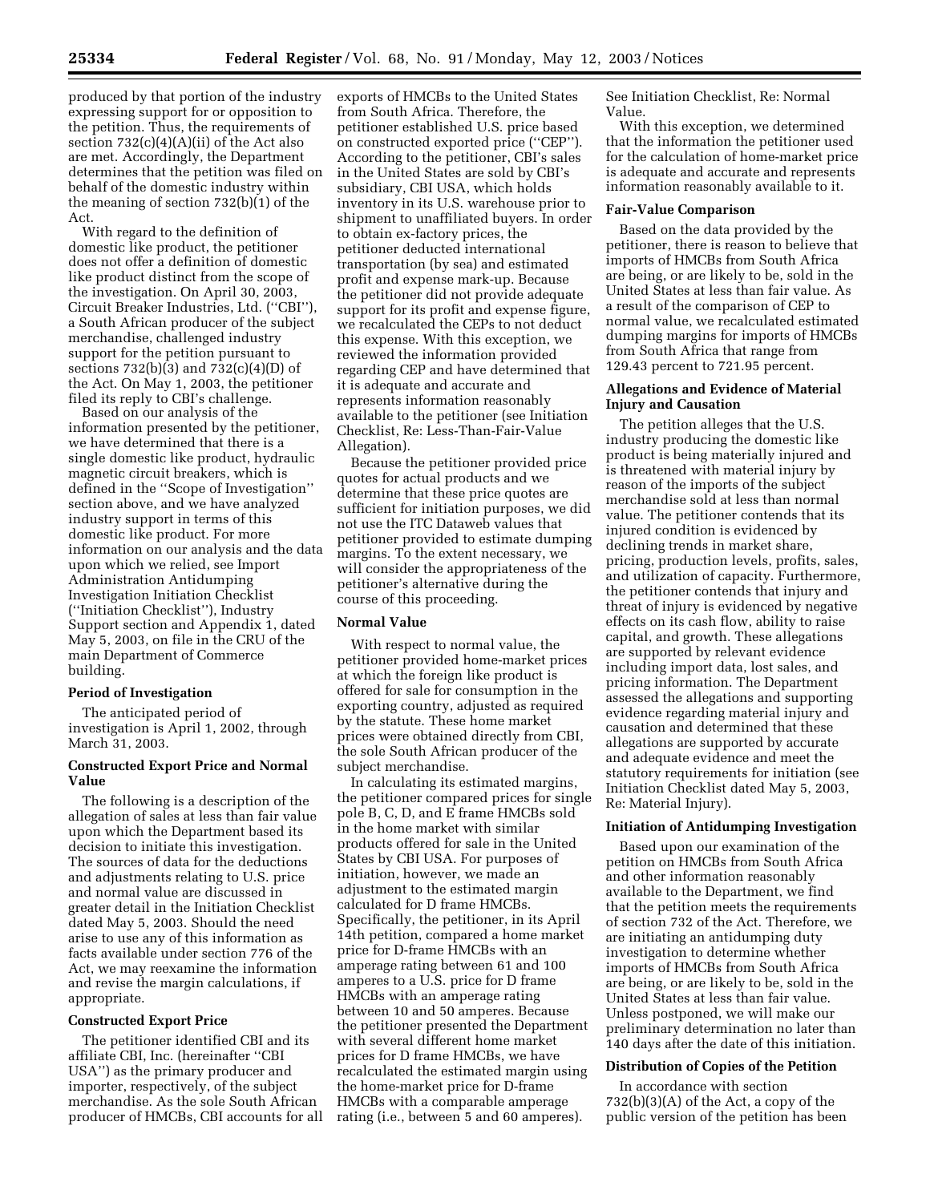produced by that portion of the industry expressing support for or opposition to the petition. Thus, the requirements of section 732(c)(4)(A)(ii) of the Act also are met. Accordingly, the Department determines that the petition was filed on behalf of the domestic industry within the meaning of section 732(b)(1) of the Act.

With regard to the definition of domestic like product, the petitioner does not offer a definition of domestic like product distinct from the scope of the investigation. On April 30, 2003, Circuit Breaker Industries, Ltd. (''CBI''), a South African producer of the subject merchandise, challenged industry support for the petition pursuant to sections 732(b)(3) and 732(c)(4)(D) of the Act. On May 1, 2003, the petitioner filed its reply to CBI's challenge.

Based on our analysis of the information presented by the petitioner, we have determined that there is a single domestic like product, hydraulic magnetic circuit breakers, which is defined in the ''Scope of Investigation'' section above, and we have analyzed industry support in terms of this domestic like product. For more information on our analysis and the data upon which we relied, see Import Administration Antidumping Investigation Initiation Checklist (''Initiation Checklist''), Industry Support section and Appendix 1, dated May 5, 2003, on file in the CRU of the main Department of Commerce building.

### Period of Investigation

The anticipated period of investigation is April 1, 2002, through March 31, 2003.

### Constructed Export Price and Normal Value

The following is a description of the allegation of sales at less than fair value upon which the Department based its decision to initiate this investigation. The sources of data for the deductions and adjustments relating to U.S. price and normal value are discussed in greater detail in the Initiation Checklist dated May 5, 2003. Should the need arise to use any of this information as facts available under section 776 of the Act, we may reexamine the information and revise the margin calculations, if appropriate.

### Constructed Export Price

The petitioner identified CBI and its affiliate CBI, Inc. (hereinafter ''CBI USA'') as the primary producer and importer, respectively, of the subject merchandise. As the sole South African producer of HMCBs, CBI accounts for all exports of HMCBs to the United States from South Africa. Therefore, the petitioner established U.S. price based on constructed exported price (''CEP''). According to the petitioner, CBI's sales in the United States are sold by CBI's subsidiary, CBI USA, which holds inventory in its U.S. warehouse prior to shipment to unaffiliated buyers. In order to obtain ex-factory prices, the petitioner deducted international transportation (by sea) and estimated profit and expense mark-up. Because the petitioner did not provide adequate support for its profit and expense figure, we recalculated the CEPs to not deduct this expense. With this exception, we reviewed the information provided regarding CEP and have determined that it is adequate and accurate and represents information reasonably available to the petitioner (see Initiation Checklist, Re: Less-Than-Fair-Value Allegation).

Because the petitioner provided price quotes for actual products and we determine that these price quotes are sufficient for initiation purposes, we did not use the ITC Dataweb values that petitioner provided to estimate dumping margins. To the extent necessary, we will consider the appropriateness of the petitioner's alternative during the course of this proceeding.

### Normal Value

With respect to normal value, the petitioner provided home-market prices at which the foreign like product is offered for sale for consumption in the exporting country, adjusted as required by the statute. These home market prices were obtained directly from CBI, the sole South African producer of the subject merchandise.

In calculating its estimated margins, the petitioner compared prices for single pole B, C, D, and E frame HMCBs sold in the home market with similar products offered for sale in the United States by CBI USA. For purposes of initiation, however, we made an adjustment to the estimated margin calculated for D frame HMCBs. Specifically, the petitioner, in its April 14th petition, compared a home market price for D-frame HMCBs with an amperage rating between 61 and 100 amperes to a U.S. price for D frame HMCBs with an amperage rating between 10 and 50 amperes. Because the petitioner presented the Department with several different home market prices for D frame HMCBs, we have recalculated the estimated margin using the home-market price for D-frame HMCBs with a comparable amperage rating (i.e., between 5 and 60 amperes). See Initiation Checklist, Re: Normal Value.

With this exception, we determined that the information the petitioner used for the calculation of home-market price is adequate and accurate and represents information reasonably available to it.

### Fair-Value Comparison

Based on the data provided by the petitioner, there is reason to believe that imports of HMCBs from South Africa are being, or are likely to be, sold in the United States at less than fair value. As a result of the comparison of CEP to normal value, we recalculated estimated dumping margins for imports of HMCBs from South Africa that range from 129.43 percent to 721.95 percent.

### Allegations and Evidence of Material Injury and Causation

The petition alleges that the U.S. industry producing the domestic like product is being materially injured and is threatened with material injury by reason of the imports of the subject merchandise sold at less than normal value. The petitioner contends that its injured condition is evidenced by declining trends in market share, pricing, production levels, profits, sales, and utilization of capacity. Furthermore, the petitioner contends that injury and threat of injury is evidenced by negative effects on its cash flow, ability to raise capital, and growth. These allegations are supported by relevant evidence including import data, lost sales, and pricing information. The Department assessed the allegations and supporting evidence regarding material injury and causation and determined that these allegations are supported by accurate and adequate evidence and meet the statutory requirements for initiation (see Initiation Checklist dated May 5, 2003, Re: Material Injury).

### Initiation of Antidumping Investigation

Based upon our examination of the petition on HMCBs from South Africa and other information reasonably available to the Department, we find that the petition meets the requirements of section 732 of the Act. Therefore, we are initiating an antidumping duty investigation to determine whether imports of HMCBs from South Africa are being, or are likely to be, sold in the United States at less than fair value. Unless postponed, we will make our preliminary determination no later than 140 days after the date of this initiation.

### Distribution of Copies of the Petition

In accordance with section 732(b)(3)(A) of the Act, a copy of the public version of the petition has been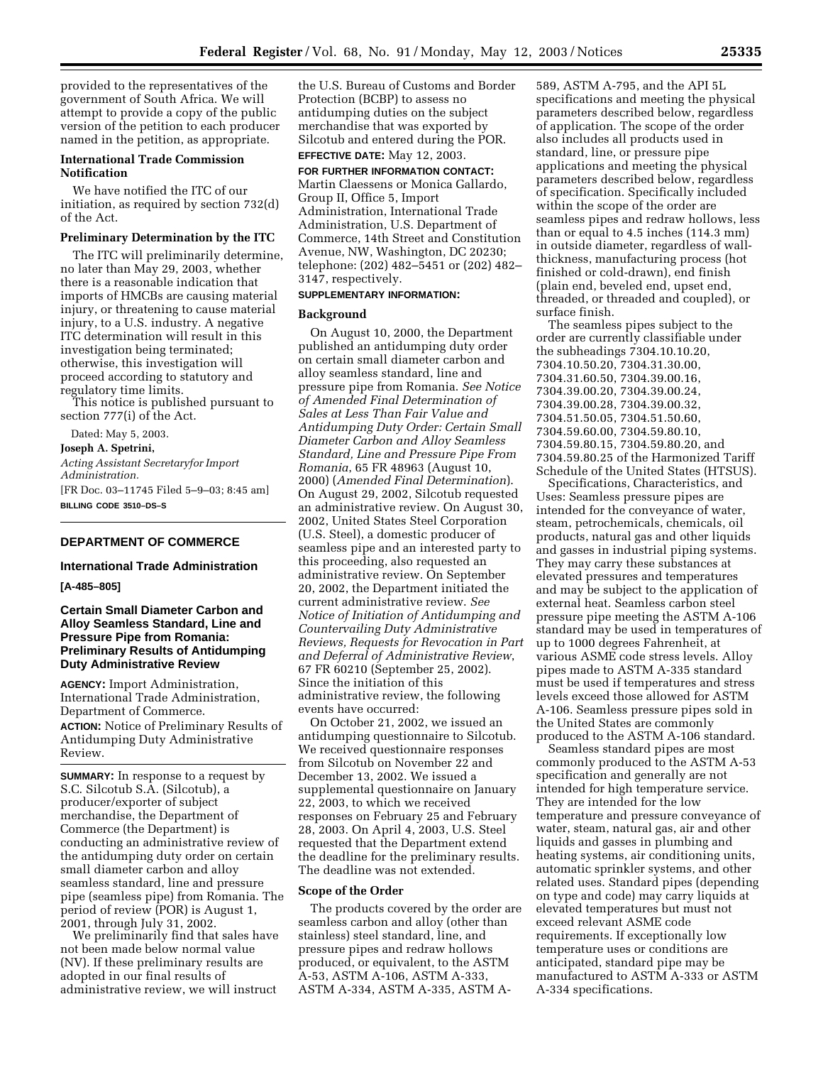provided to the representatives of the government of South Africa. We will attempt to provide a copy of the public version of the petition to each producer named in the petition, as appropriate.

**International Trade Commission Notification**

We have notified the ITC of our initiation, as required by section 732(d) of the Act.

**Preliminary Determination by the ITC**

The ITC will preliminarily determine, no later than May 29, 2003, whether there is a reasonable indication that imports of HMCBs are causing material injury, or threatening to cause material injury, to a U.S. industry. A negative ITC determination will result in this investigation being terminated; otherwise, this investigation will proceed according to statutory and regulatory time limits.

This notice is published pursuant to section 777(i) of the Act.

Dated: May 5, 2003.

**Joseph A. Spetrini,**

*Acting Assistant Secretaryfor Import Administration.*

[FR Doc. 03–11745 Filed 5–9–03; 8:45 am]

**BILLING CODE 3510–DS–S**

---

## DEPARTMENT OF COMMERCE

### International Trade Administration

**[A-485–805]**

## Certain Small Diameter Carbon and Alloy Seamless Standard, Line and Pressure Pipe from Romania: Preliminary Results of Antidumping Duty Administrative Review

**AGENCY:** Import Administration, International Trade Administration, Department of Commerce.

**ACTION:** Notice of Preliminary Results of Antidumping Duty Administrative Review.

**SUMMARY:** In response to a request by S.C. Silcotub S.A. (Silcotub), a producer/exporter of subject merchandise, the Department of Commerce (the Department) is conducting an administrative review of the antidumping duty order on certain small diameter carbon and alloy seamless standard, line and pressure pipe (seamless pipe) from Romania. The period of review (POR) is August 1, 2001, through July 31, 2002.

We preliminarily find that sales have not been made below normal value (NV). If these preliminary results are adopted in our final results of administrative review, we will instruct the U.S. Bureau of Customs and Border Protection (BCBP) to assess no antidumping duties on the subject merchandise that was exported by Silcotub and entered during the POR.

**EFFECTIVE DATE:** May 12, 2003.

**FOR FURTHER INFORMATION CONTACT:** Martin Claessens or Monica Gallardo, Group II, Office 5, Import Administration, International Trade Administration, U.S. Department of Commerce, 14th Street and Constitution Avenue, NW, Washington, DC 20230; telephone: (202) 482–5451 or (202) 482–3147, respectively.

**SUPPLEMENTARY INFORMATION:**

**Background**

On August 10, 2000, the Department published an antidumping duty order on certain small diameter carbon and alloy seamless standard, line and pressure pipe from Romania. *See Notice of Amended Final Determination of Sales at Less Than Fair Value and Antidumping Duty Order: Certain Small Diameter Carbon and Alloy Seamless Standard, Line and Pressure Pipe From Romania*, 65 FR 48963 (August 10, 2000) (*Amended Final Determination*). On August 29, 2002, Silcotub requested an administrative review. On August 30, 2002, United States Steel Corporation (U.S. Steel), a domestic producer of seamless pipe and an interested party to this proceeding, also requested an administrative review. On September 20, 2002, the Department initiated the current administrative review. *See Notice of Initiation of Antidumping and Countervailing Duty Administrative Reviews, Requests for Revocation in Part and Deferral of Administrative Review*, 67 FR 60210 (September 25, 2002). Since the initiation of this administrative review, the following events have occurred:

On October 21, 2002, we issued an antidumping questionnaire to Silcotub. We received questionnaire responses from Silcotub on November 22 and December 13, 2002. We issued a supplemental questionnaire on January 22, 2003, to which we received responses on February 25 and February 28, 2003. On April 4, 2003, U.S. Steel requested that the Department extend the deadline for the preliminary results. The deadline was not extended.

**Scope of the Order**

The products covered by the order are seamless carbon and alloy (other than stainless) steel standard, line, and pressure pipes and redraw hollows produced, or equivalent, to the ASTM A-53, ASTM A-106, ASTM A-333, ASTM A-334, ASTM A-335, ASTM A-589, ASTM A-795, and the API 5L specifications and meeting the physical parameters described below, regardless of application. The scope of the order also includes all products used in standard, line, or pressure pipe applications and meeting the physical parameters described below, regardless of specification. Specifically included within the scope of the order are seamless pipes and redraw hollows, less than or equal to 4.5 inches (114.3 mm) in outside diameter, regardless of wall-thickness, manufacturing process (hot finished or cold-drawn), end finish (plain end, beveled end, upset end, threaded, or threaded and coupled), or surface finish.

The seamless pipes subject to the order are currently classifiable under the subheadings 7304.10.10.20, 7304.10.50.20, 7304.31.30.00, 7304.31.60.50, 7304.39.00.16, 7304.39.00.20, 7304.39.00.24, 7304.39.00.28, 7304.39.00.32, 7304.51.50.05, 7304.51.50.60, 7304.59.60.00, 7304.59.80.10, 7304.59.80.15, 7304.59.80.20, and 7304.59.80.25 of the Harmonized Tariff Schedule of the United States (HTSUS).

Specifications, Characteristics, and Uses: Seamless pressure pipes are intended for the conveyance of water, steam, petrochemicals, chemicals, oil products, natural gas and other liquids and gasses in industrial piping systems. They may carry these substances at elevated pressures and temperatures and may be subject to the application of external heat. Seamless carbon steel pressure pipe meeting the ASTM A-106 standard may be used in temperatures of up to 1000 degrees Fahrenheit, at various ASME code stress levels. Alloy pipes made to ASTM A-335 standard must be used if temperatures and stress levels exceed those allowed for ASTM A-106. Seamless pressure pipes sold in the United States are commonly produced to the ASTM A-106 standard.

Seamless standard pipes are most commonly produced to the ASTM A-53 specification and generally are not intended for high temperature service. They are intended for the low temperature and pressure conveyance of water, steam, natural gas, air and other liquids and gasses in plumbing and heating systems, air conditioning units, automatic sprinkler systems, and other related uses. Standard pipes (depending on type and code) may carry liquids at elevated temperatures but must not exceed relevant ASME code requirements. If exceptionally low temperature uses or conditions are anticipated, standard pipe may be manufactured to ASTM A-333 or ASTM A-334 specifications.